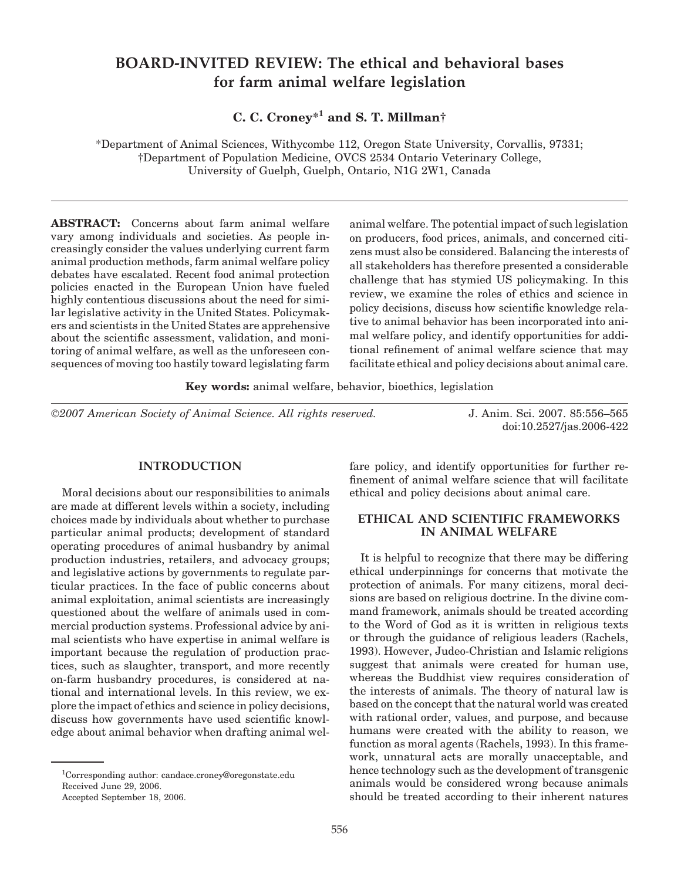# BOARD-INVITED REVIEW: The ethical and behavioral bases for farm animal welfare legislation

**C. C. Croney*[1] and S. T. Millman†**

*Department of Animal Sciences, Withycombe 112, Oregon State University, Corvallis, 97331;
†Department of Population Medicine, OVCS 2534 Ontario Veterinary College, University of Guelph, Guelph, Ontario, N1G 2W1, Canada

**ABSTRACT:** Concerns about farm animal welfare vary among individuals and societies. As people increasingly consider the values underlying current farm animal production methods, farm animal welfare policy debates have escalated. Recent food animal protection policies enacted in the European Union have fueled highly contentious discussions about the need for similar legislative activity in the United States. Policymakers and scientists in the United States are apprehensive about the scientific assessment, validation, and monitoring of animal welfare, as well as the unforeseen consequences of moving too hastily toward legislating farm animal welfare. The potential impact of such legislation on producers, food prices, animals, and concerned citizens must also be considered. Balancing the interests of all stakeholders has therefore presented a considerable challenge that has stymied US policymaking. In this review, we examine the roles of ethics and science in policy decisions, discuss how scientific knowledge relative to animal behavior has been incorporated into animal welfare policy, and identify opportunities for additional refinement of animal welfare science that may facilitate ethical and policy decisions about animal care.

**Key words:** animal welfare, behavior, bioethics, legislation

©2007 American Society of Animal Science. All rights reserved. J. Anim. Sci. 2007. 85:556–565 doi:10.2527/jas.2006-422

## INTRODUCTION

Moral decisions about our responsibilities to animals are made at different levels within a society, including choices made by individuals about whether to purchase particular animal products; development of standard operating procedures of animal husbandry by animal production industries, retailers, and advocacy groups; and legislative actions by governments to regulate particular practices. In the face of public concerns about animal exploitation, animal scientists are increasingly questioned about the welfare of animals used in commercial production systems. Professional advice by animal scientists who have expertise in animal welfare is important because the regulation of production practices, such as slaughter, transport, and more recently on-farm husbandry procedures, is considered at national and international levels. In this review, we explore the impact of ethics and science in policy decisions, discuss how governments have used scientific knowledge about animal behavior when drafting animal welfare policy, and identify opportunities for further refinement of animal welfare science that will facilitate ethical and policy decisions about animal care.

## ETHICAL AND SCIENTIFIC FRAMEWORKS IN ANIMAL WELFARE

It is helpful to recognize that there may be differing ethical underpinnings for concerns that motivate the protection of animals. For many citizens, moral decisions are based on religious doctrine. In the divine command framework, animals should be treated according to the Word of God as it is written in religious texts or through the guidance of religious leaders (Rachels, 1993). However, Judeo-Christian and Islamic religions suggest that animals were created for human use, whereas the Buddhist view requires consideration of the interests of animals. The theory of natural law is based on the concept that the natural world was created with rational order, values, and purpose, and because humans were created with the ability to reason, we function as moral agents (Rachels, 1993). In this framework, unnatural acts are morally unacceptable, and hence technology such as the development of transgenic animals would be considered wrong because animals should be treated according to their inherent natures

[1]Corresponding author: candace.croney@oregonstate.edu
Received June 29, 2006.
Accepted September 18, 2006.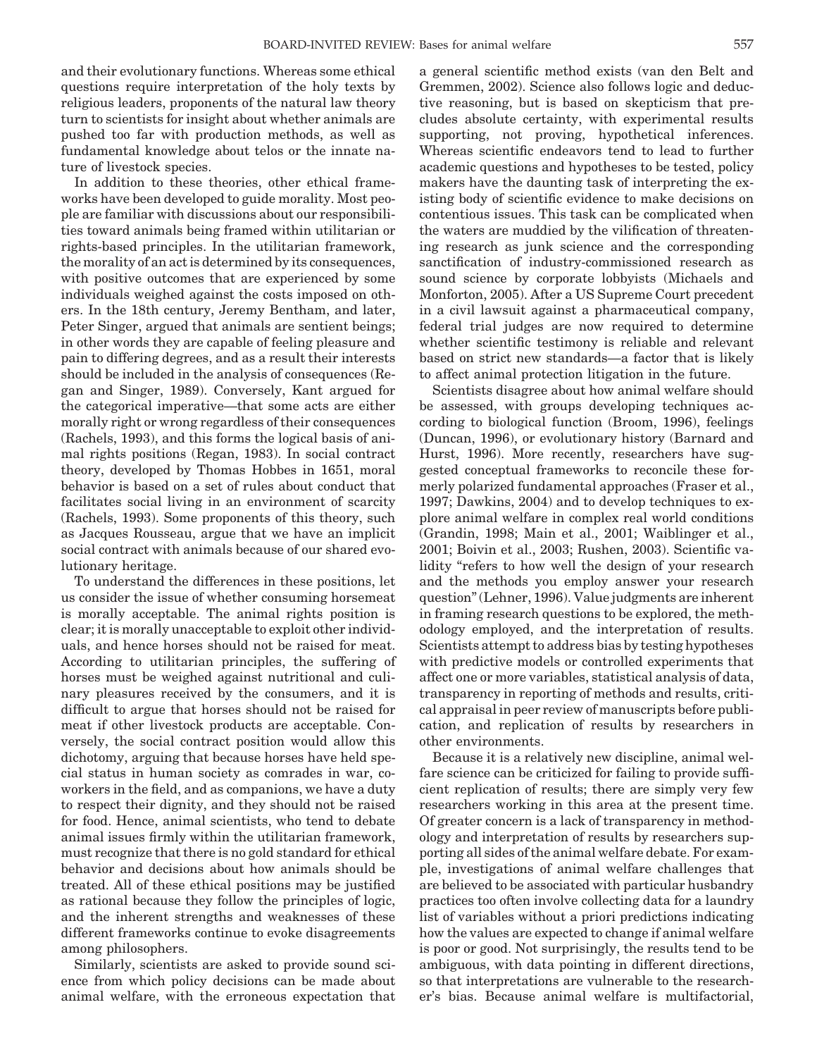and their evolutionary functions. Whereas some ethical questions require interpretation of the holy texts by religious leaders, proponents of the natural law theory turn to scientists for insight about whether animals are pushed too far with production methods, as well as fundamental knowledge about telos or the innate nature of livestock species.

In addition to these theories, other ethical frameworks have been developed to guide morality. Most people are familiar with discussions about our responsibilities toward animals being framed within utilitarian or rights-based principles. In the utilitarian framework, the morality of an act is determined by its consequences, with positive outcomes that are experienced by some individuals weighed against the costs imposed on others. In the 18th century, Jeremy Bentham, and later, Peter Singer, argued that animals are sentient beings; in other words they are capable of feeling pleasure and pain to differing degrees, and as a result their interests should be included in the analysis of consequences (Regan and Singer, 1989). Conversely, Kant argued for the categorical imperative—that some acts are either morally right or wrong regardless of their consequences (Rachels, 1993), and this forms the logical basis of animal rights positions (Regan, 1983). In social contract theory, developed by Thomas Hobbes in 1651, moral behavior is based on a set of rules about conduct that facilitates social living in an environment of scarcity (Rachels, 1993). Some proponents of this theory, such as Jacques Rousseau, argue that we have an implicit social contract with animals because of our shared evolutionary heritage.

To understand the differences in these positions, let us consider the issue of whether consuming horsemeat is morally acceptable. The animal rights position is clear; it is morally unacceptable to exploit other individuals, and hence horses should not be raised for meat. According to utilitarian principles, the suffering of horses must be weighed against nutritional and culinary pleasures received by the consumers, and it is difficult to argue that horses should not be raised for meat if other livestock products are acceptable. Conversely, the social contract position would allow this dichotomy, arguing that because horses have held special status in human society as comrades in war, coworkers in the field, and as companions, we have a duty to respect their dignity, and they should not be raised for food. Hence, animal scientists, who tend to debate animal issues firmly within the utilitarian framework, must recognize that there is no gold standard for ethical behavior and decisions about how animals should be treated. All of these ethical positions may be justified as rational because they follow the principles of logic, and the inherent strengths and weaknesses of these different frameworks continue to evoke disagreements among philosophers.

Similarly, scientists are asked to provide sound science from which policy decisions can be made about animal welfare, with the erroneous expectation that a general scientific method exists (van den Belt and Gremmen, 2002). Science also follows logic and deductive reasoning, but is based on skepticism that precludes absolute certainty, with experimental results supporting, not proving, hypothetical inferences. Whereas scientific endeavors tend to lead to further academic questions and hypotheses to be tested, policy makers have the daunting task of interpreting the existing body of scientific evidence to make decisions on contentious issues. This task can be complicated when the waters are muddied by the vilification of threatening research as junk science and the corresponding sanctification of industry-commissioned research as sound science by corporate lobbyists (Michaels and Monforton, 2005). After a US Supreme Court precedent in a civil lawsuit against a pharmaceutical company, federal trial judges are now required to determine whether scientific testimony is reliable and relevant based on strict new standards—a factor that is likely to affect animal protection litigation in the future.

Scientists disagree about how animal welfare should be assessed, with groups developing techniques according to biological function (Broom, 1996), feelings (Duncan, 1996), or evolutionary history (Barnard and Hurst, 1996). More recently, researchers have suggested conceptual frameworks to reconcile these formerly polarized fundamental approaches (Fraser et al., 1997; Dawkins, 2004) and to develop techniques to explore animal welfare in complex real world conditions (Grandin, 1998; Main et al., 2001; Waiblinger et al., 2001; Boivin et al., 2003; Rushen, 2003). Scientific validity "refers to how well the design of your research and the methods you employ answer your research question" (Lehner, 1996). Value judgments are inherent in framing research questions to be explored, the methodology employed, and the interpretation of results. Scientists attempt to address bias by testing hypotheses with predictive models or controlled experiments that affect one or more variables, statistical analysis of data, transparency in reporting of methods and results, critical appraisal in peer review of manuscripts before publication, and replication of results by researchers in other environments.

Because it is a relatively new discipline, animal welfare science can be criticized for failing to provide sufficient replication of results; there are simply very few researchers working in this area at the present time. Of greater concern is a lack of transparency in methodology and interpretation of results by researchers supporting all sides of the animal welfare debate. For example, investigations of animal welfare challenges that are believed to be associated with particular husbandry practices too often involve collecting data for a laundry list of variables without a priori predictions indicating how the values are expected to change if animal welfare is poor or good. Not surprisingly, the results tend to be ambiguous, with data pointing in different directions, so that interpretations are vulnerable to the researcher's bias. Because animal welfare is multifactorial,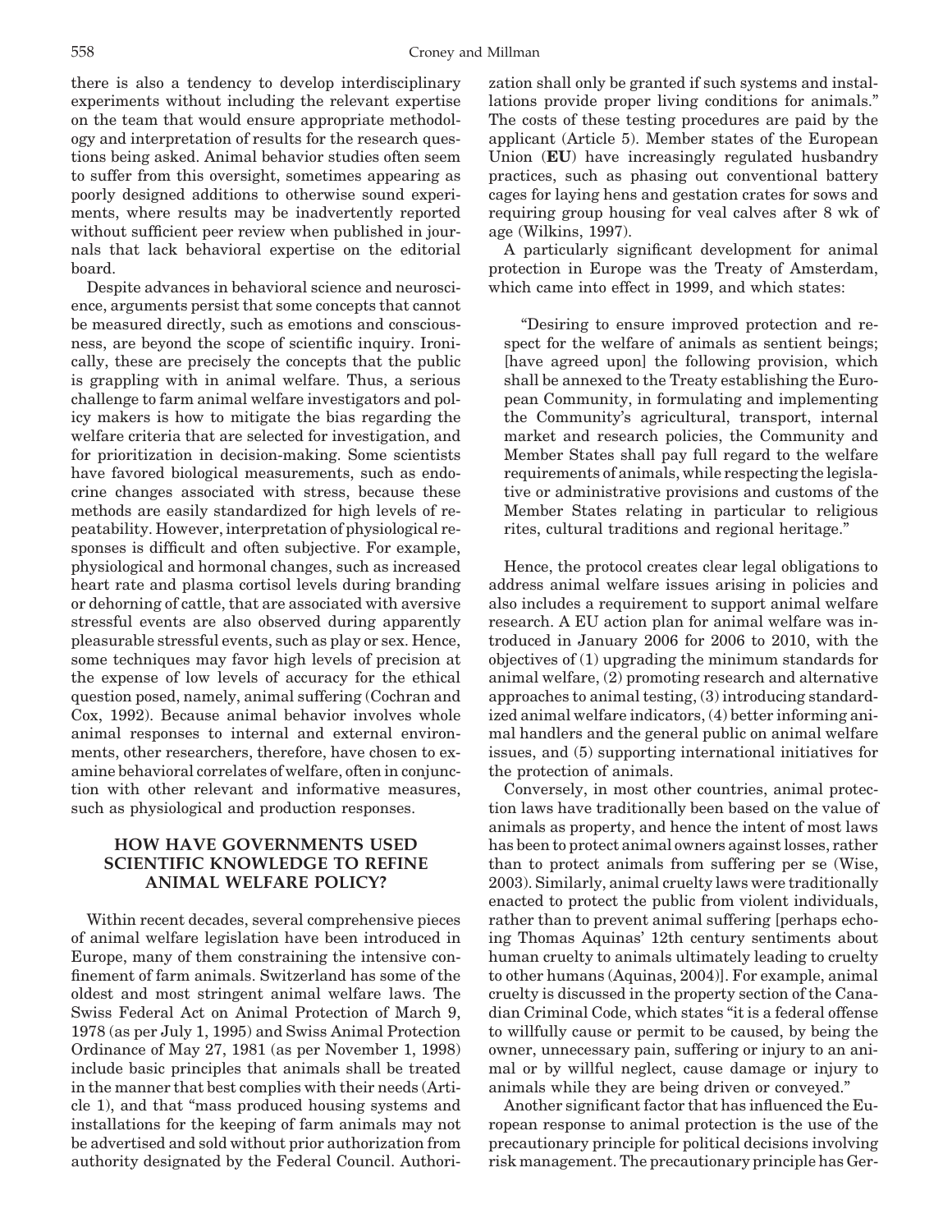there is also a tendency to develop interdisciplinary experiments without including the relevant expertise on the team that would ensure appropriate methodology and interpretation of results for the research questions being asked. Animal behavior studies often seem to suffer from this oversight, sometimes appearing as poorly designed additions to otherwise sound experiments, where results may be inadvertently reported without sufficient peer review when published in journals that lack behavioral expertise on the editorial board.

Despite advances in behavioral science and neuroscience, arguments persist that some concepts that cannot be measured directly, such as emotions and consciousness, are beyond the scope of scientific inquiry. Ironically, these are precisely the concepts that the public is grappling with in animal welfare. Thus, a serious challenge to farm animal welfare investigators and policy makers is how to mitigate the bias regarding the welfare criteria that are selected for investigation, and for prioritization in decision-making. Some scientists have favored biological measurements, such as endocrine changes associated with stress, because these methods are easily standardized for high levels of repeatability. However, interpretation of physiological responses is difficult and often subjective. For example, physiological and hormonal changes, such as increased heart rate and plasma cortisol levels during branding or dehorning of cattle, that are associated with aversive stressful events are also observed during apparently pleasurable stressful events, such as play or sex. Hence, some techniques may favor high levels of precision at the expense of low levels of accuracy for the ethical question posed, namely, animal suffering (Cochran and Cox, 1992). Because animal behavior involves whole animal responses to internal and external environments, other researchers, therefore, have chosen to examine behavioral correlates of welfare, often in conjunction with other relevant and informative measures, such as physiological and production responses.

## HOW HAVE GOVERNMENTS USED SCIENTIFIC KNOWLEDGE TO REFINE ANIMAL WELFARE POLICY?

Within recent decades, several comprehensive pieces of animal welfare legislation have been introduced in Europe, many of them constraining the intensive confinement of farm animals. Switzerland has some of the oldest and most stringent animal welfare laws. The Swiss Federal Act on Animal Protection of March 9, 1978 (as per July 1, 1995) and Swiss Animal Protection Ordinance of May 27, 1981 (as per November 1, 1998) include basic principles that animals shall be treated in the manner that best complies with their needs (Article 1), and that "mass produced housing systems and installations for the keeping of farm animals may not be advertised and sold without prior authorization from authority designated by the Federal Council. Authorization shall only be granted if such systems and installations provide proper living conditions for animals." The costs of these testing procedures are paid by the applicant (Article 5). Member states of the European Union (**EU**) have increasingly regulated husbandry practices, such as phasing out conventional battery cages for laying hens and gestation crates for sows and requiring group housing for veal calves after 8 wk of age (Wilkins, 1997).

A particularly significant development for animal protection in Europe was the Treaty of Amsterdam, which came into effect in 1999, and which states:

> "Desiring to ensure improved protection and respect for the welfare of animals as sentient beings; [have agreed upon] the following provision, which shall be annexed to the Treaty establishing the European Community, in formulating and implementing the Community's agricultural, transport, internal market and research policies, the Community and Member States shall pay full regard to the welfare requirements of animals, while respecting the legislative or administrative provisions and customs of the Member States relating in particular to religious rites, cultural traditions and regional heritage."

Hence, the protocol creates clear legal obligations to address animal welfare issues arising in policies and also includes a requirement to support animal welfare research. A EU action plan for animal welfare was introduced in January 2006 for 2006 to 2010, with the objectives of (1) upgrading the minimum standards for animal welfare, (2) promoting research and alternative approaches to animal testing, (3) introducing standardized animal welfare indicators, (4) better informing animal handlers and the general public on animal welfare issues, and (5) supporting international initiatives for the protection of animals.

Conversely, in most other countries, animal protection laws have traditionally been based on the value of animals as property, and hence the intent of most laws has been to protect animal owners against losses, rather than to protect animals from suffering per se (Wise, 2003). Similarly, animal cruelty laws were traditionally enacted to protect the public from violent individuals, rather than to prevent animal suffering [perhaps echoing Thomas Aquinas' 12th century sentiments about human cruelty to animals ultimately leading to cruelty to other humans (Aquinas, 2004)]. For example, animal cruelty is discussed in the property section of the Canadian Criminal Code, which states "it is a federal offense to willfully cause or permit to be caused, by being the owner, unnecessary pain, suffering or injury to an animal or by willful neglect, cause damage or injury to animals while they are being driven or conveyed."

Another significant factor that has influenced the European response to animal protection is the use of the precautionary principle for political decisions involving risk management. The precautionary principle has Ger-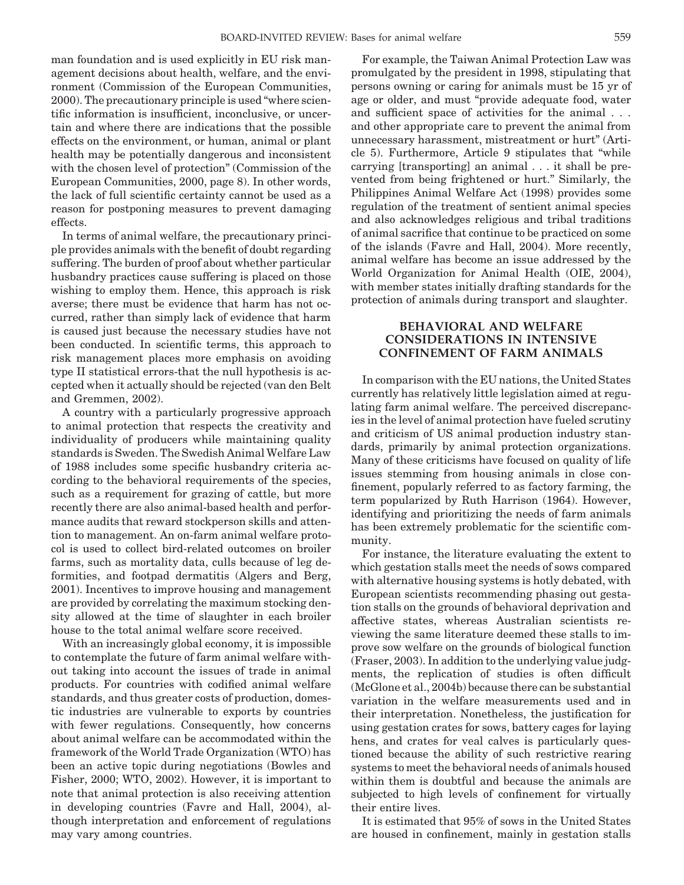man foundation and is used explicitly in EU risk management decisions about health, welfare, and the environment (Commission of the European Communities, 2000). The precautionary principle is used "where scientific information is insufficient, inconclusive, or uncertain and where there are indications that the possible effects on the environment, or human, animal or plant health may be potentially dangerous and inconsistent with the chosen level of protection" (Commission of the European Communities, 2000, page 8). In other words, the lack of full scientific certainty cannot be used as a reason for postponing measures to prevent damaging effects.

In terms of animal welfare, the precautionary principle provides animals with the benefit of doubt regarding suffering. The burden of proof about whether particular husbandry practices cause suffering is placed on those wishing to employ them. Hence, this approach is risk averse; there must be evidence that harm has not occurred, rather than simply lack of evidence that harm is caused just because the necessary studies have not been conducted. In scientific terms, this approach to risk management places more emphasis on avoiding type II statistical errors-that the null hypothesis is accepted when it actually should be rejected (van den Belt and Gremmen, 2002).

A country with a particularly progressive approach to animal protection that respects the creativity and individuality of producers while maintaining quality standards is Sweden. The Swedish Animal Welfare Law of 1988 includes some specific husbandry criteria according to the behavioral requirements of the species, such as a requirement for grazing of cattle, but more recently there are also animal-based health and performance audits that reward stockperson skills and attention to management. An on-farm animal welfare protocol is used to collect bird-related outcomes on broiler farms, such as mortality data, culls because of leg deformities, and footpad dermatitis (Algers and Berg, 2001). Incentives to improve housing and management are provided by correlating the maximum stocking density allowed at the time of slaughter in each broiler house to the total animal welfare score received.

With an increasingly global economy, it is impossible to contemplate the future of farm animal welfare without taking into account the issues of trade in animal products. For countries with codified animal welfare standards, and thus greater costs of production, domestic industries are vulnerable to exports by countries with fewer regulations. Consequently, how concerns about animal welfare can be accommodated within the framework of the World Trade Organization (WTO) has been an active topic during negotiations (Bowles and Fisher, 2000; WTO, 2002). However, it is important to note that animal protection is also receiving attention in developing countries (Favre and Hall, 2004), although interpretation and enforcement of regulations may vary among countries.

For example, the Taiwan Animal Protection Law was promulgated by the president in 1998, stipulating that persons owning or caring for animals must be 15 yr of age or older, and must "provide adequate food, water and sufficient space of activities for the animal . . . and other appropriate care to prevent the animal from unnecessary harassment, mistreatment or hurt" (Article 5). Furthermore, Article 9 stipulates that "while carrying [transporting] an animal . . . it shall be prevented from being frightened or hurt." Similarly, the Philippines Animal Welfare Act (1998) provides some regulation of the treatment of sentient animal species and also acknowledges religious and tribal traditions of animal sacrifice that continue to be practiced on some of the islands (Favre and Hall, 2004). More recently, animal welfare has become an issue addressed by the World Organization for Animal Health (OIE, 2004), with member states initially drafting standards for the protection of animals during transport and slaughter.

## BEHAVIORAL AND WELFARE CONSIDERATIONS IN INTENSIVE CONFINEMENT OF FARM ANIMALS

In comparison with the EU nations, the United States currently has relatively little legislation aimed at regulating farm animal welfare. The perceived discrepancies in the level of animal protection have fueled scrutiny and criticism of US animal production industry standards, primarily by animal protection organizations. Many of these criticisms have focused on quality of life issues stemming from housing animals in close confinement, popularly referred to as factory farming, the term popularized by Ruth Harrison (1964). However, identifying and prioritizing the needs of farm animals has been extremely problematic for the scientific community.

For instance, the literature evaluating the extent to which gestation stalls meet the needs of sows compared with alternative housing systems is hotly debated, with European scientists recommending phasing out gestation stalls on the grounds of behavioral deprivation and affective states, whereas Australian scientists reviewing the same literature deemed these stalls to improve sow welfare on the grounds of biological function (Fraser, 2003). In addition to the underlying value judgments, the replication of studies is often difficult (McGlone et al., 2004b) because there can be substantial variation in the welfare measurements used and in their interpretation. Nonetheless, the justification for using gestation crates for sows, battery cages for laying hens, and crates for veal calves is particularly questioned because the ability of such restrictive rearing systems to meet the behavioral needs of animals housed within them is doubtful and because the animals are subjected to high levels of confinement for virtually their entire lives.

It is estimated that 95% of sows in the United States are housed in confinement, mainly in gestation stalls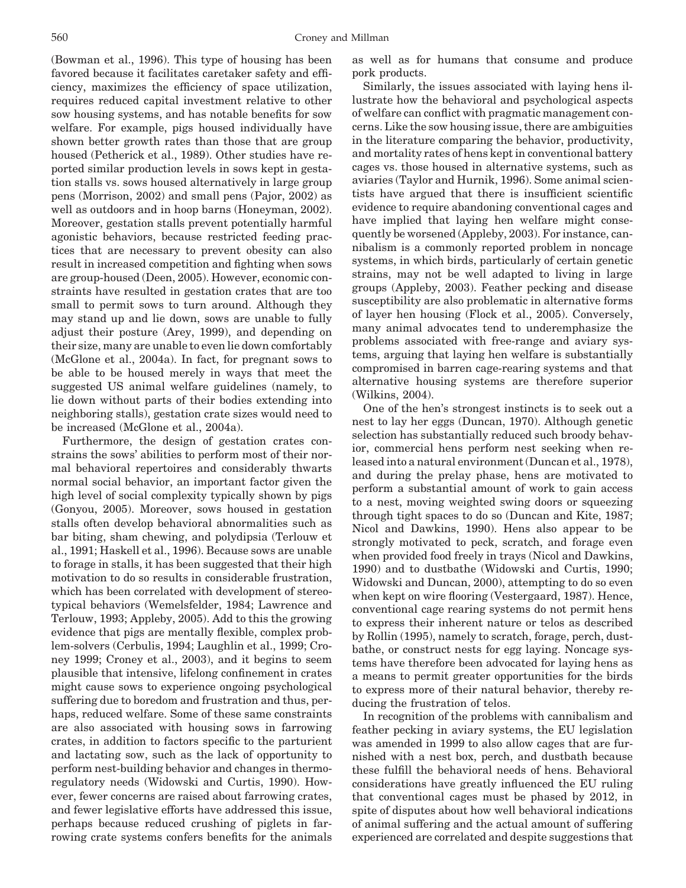(Bowman et al., 1996). This type of housing has been favored because it facilitates caretaker safety and efficiency, maximizes the efficiency of space utilization, requires reduced capital investment relative to other sow housing systems, and has notable benefits for sow welfare. For example, pigs housed individually have shown better growth rates than those that are group housed (Petherick et al., 1989). Other studies have reported similar production levels in sows kept in gestation stalls vs. sows housed alternatively in large group pens (Morrison, 2002) and small pens (Pajor, 2002) as well as outdoors and in hoop barns (Honeyman, 2002). Moreover, gestation stalls prevent potentially harmful agonistic behaviors, because restricted feeding practices that are necessary to prevent obesity can also result in increased competition and fighting when sows are group-housed (Deen, 2005). However, economic constraints have resulted in gestation crates that are too small to permit sows to turn around. Although they may stand up and lie down, sows are unable to fully adjust their posture (Arey, 1999), and depending on their size, many are unable to even lie down comfortably (McGlone et al., 2004a). In fact, for pregnant sows to be able to be housed merely in ways that meet the suggested US animal welfare guidelines (namely, to lie down without parts of their bodies extending into neighboring stalls), gestation crate sizes would need to be increased (McGlone et al., 2004a).

Furthermore, the design of gestation crates constrains the sows' abilities to perform most of their normal behavioral repertoires and considerably thwarts normal social behavior, an important factor given the high level of social complexity typically shown by pigs (Gonyou, 2005). Moreover, sows housed in gestation stalls often develop behavioral abnormalities such as bar biting, sham chewing, and polydipsia (Terlouw et al., 1991; Haskell et al., 1996). Because sows are unable to forage in stalls, it has been suggested that their high motivation to do so results in considerable frustration, which has been correlated with development of stereotypical behaviors (Wemelsfelder, 1984; Lawrence and Terlouw, 1993; Appleby, 2005). Add to this the growing evidence that pigs are mentally flexible, complex problem-solvers (Cerbulis, 1994; Laughlin et al., 1999; Croney 1999; Croney et al., 2003), and it begins to seem plausible that intensive, lifelong confinement in crates might cause sows to experience ongoing psychological suffering due to boredom and frustration and thus, perhaps, reduced welfare. Some of these same constraints are also associated with housing sows in farrowing crates, in addition to factors specific to the parturient and lactating sow, such as the lack of opportunity to perform nest-building behavior and changes in thermoregulatory needs (Widowski and Curtis, 1990). However, fewer concerns are raised about farrowing crates, and fewer legislative efforts have addressed this issue, perhaps because reduced crushing of piglets in farrowing crate systems confers benefits for the animals as well as for humans that consume and produce pork products.

Similarly, the issues associated with laying hens illustrate how the behavioral and psychological aspects of welfare can conflict with pragmatic management concerns. Like the sow housing issue, there are ambiguities in the literature comparing the behavior, productivity, and mortality rates of hens kept in conventional battery cages vs. those housed in alternative systems, such as aviaries (Taylor and Hurnik, 1996). Some animal scientists have argued that there is insufficient scientific evidence to require abandoning conventional cages and have implied that laying hen welfare might consequently be worsened (Appleby, 2003). For instance, cannibalism is a commonly reported problem in noncage systems, in which birds, particularly of certain genetic strains, may not be well adapted to living in large groups (Appleby, 2003). Feather pecking and disease susceptibility are also problematic in alternative forms of layer hen housing (Flock et al., 2005). Conversely, many animal advocates tend to underemphasize the problems associated with free-range and aviary systems, arguing that laying hen welfare is substantially compromised in barren cage-rearing systems and that alternative housing systems are therefore superior (Wilkins, 2004).

One of the hen's strongest instincts is to seek out a nest to lay her eggs (Duncan, 1970). Although genetic selection has substantially reduced such broody behavior, commercial hens perform nest seeking when released into a natural environment (Duncan et al., 1978), and during the prelay phase, hens are motivated to perform a substantial amount of work to gain access to a nest, moving weighted swing doors or squeezing through tight spaces to do so (Duncan and Kite, 1987; Nicol and Dawkins, 1990). Hens also appear to be strongly motivated to peck, scratch, and forage even when provided food freely in trays (Nicol and Dawkins, 1990) and to dustbathe (Widowski and Curtis, 1990; Widowski and Duncan, 2000), attempting to do so even when kept on wire flooring (Vestergaard, 1987). Hence, conventional cage rearing systems do not permit hens to express their inherent nature or telos as described by Rollin (1995), namely to scratch, forage, perch, dustbathe, or construct nests for egg laying. Noncage systems have therefore been advocated for laying hens as a means to permit greater opportunities for the birds to express more of their natural behavior, thereby reducing the frustration of telos.

In recognition of the problems with cannibalism and feather pecking in aviary systems, the EU legislation was amended in 1999 to also allow cages that are furnished with a nest box, perch, and dustbath because these fulfill the behavioral needs of hens. Behavioral considerations have greatly influenced the EU ruling that conventional cages must be phased by 2012, in spite of disputes about how well behavioral indications of animal suffering and the actual amount of suffering experienced are correlated and despite suggestions that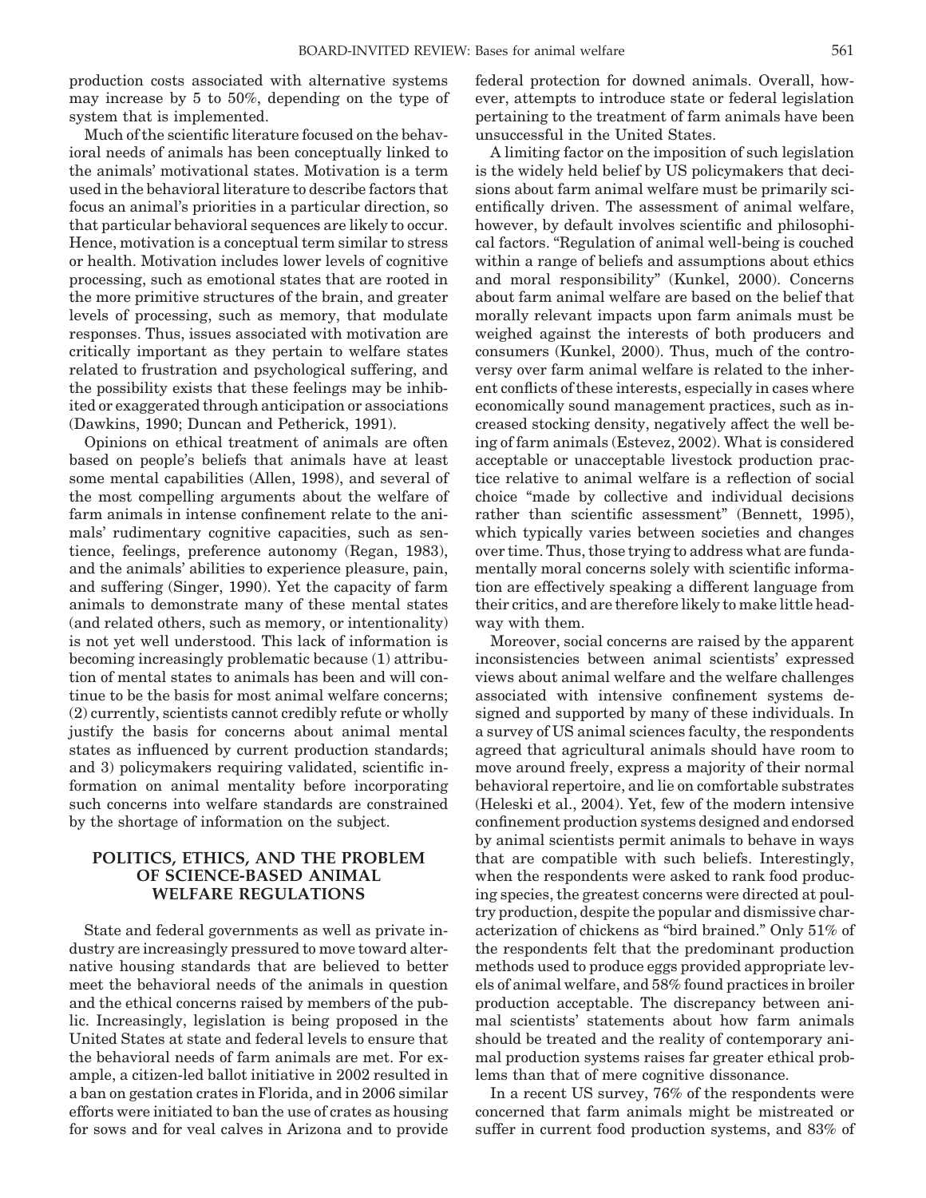production costs associated with alternative systems may increase by 5 to 50%, depending on the type of system that is implemented.

Much of the scientific literature focused on the behavioral needs of animals has been conceptually linked to the animals' motivational states. Motivation is a term used in the behavioral literature to describe factors that focus an animal's priorities in a particular direction, so that particular behavioral sequences are likely to occur. Hence, motivation is a conceptual term similar to stress or health. Motivation includes lower levels of cognitive processing, such as emotional states that are rooted in the more primitive structures of the brain, and greater levels of processing, such as memory, that modulate responses. Thus, issues associated with motivation are critically important as they pertain to welfare states related to frustration and psychological suffering, and the possibility exists that these feelings may be inhibited or exaggerated through anticipation or associations (Dawkins, 1990; Duncan and Petherick, 1991).

Opinions on ethical treatment of animals are often based on people's beliefs that animals have at least some mental capabilities (Allen, 1998), and several of the most compelling arguments about the welfare of farm animals in intense confinement relate to the animals' rudimentary cognitive capacities, such as sentience, feelings, preference autonomy (Regan, 1983), and the animals' abilities to experience pleasure, pain, and suffering (Singer, 1990). Yet the capacity of farm animals to demonstrate many of these mental states (and related others, such as memory, or intentionality) is not yet well understood. This lack of information is becoming increasingly problematic because (1) attribution of mental states to animals has been and will continue to be the basis for most animal welfare concerns; (2) currently, scientists cannot credibly refute or wholly justify the basis for concerns about animal mental states as influenced by current production standards; and 3) policymakers requiring validated, scientific information on animal mentality before incorporating such concerns into welfare standards are constrained by the shortage of information on the subject.

## POLITICS, ETHICS, AND THE PROBLEM OF SCIENCE-BASED ANIMAL WELFARE REGULATIONS

State and federal governments as well as private industry are increasingly pressured to move toward alternative housing standards that are believed to better meet the behavioral needs of the animals in question and the ethical concerns raised by members of the public. Increasingly, legislation is being proposed in the United States at state and federal levels to ensure that the behavioral needs of farm animals are met. For example, a citizen-led ballot initiative in 2002 resulted in a ban on gestation crates in Florida, and in 2006 similar efforts were initiated to ban the use of crates as housing for sows and for veal calves in Arizona and to provide federal protection for downed animals. Overall, however, attempts to introduce state or federal legislation pertaining to the treatment of farm animals have been unsuccessful in the United States.

A limiting factor on the imposition of such legislation is the widely held belief by US policymakers that decisions about farm animal welfare must be primarily scientifically driven. The assessment of animal welfare, however, by default involves scientific and philosophical factors. "Regulation of animal well-being is couched within a range of beliefs and assumptions about ethics and moral responsibility" (Kunkel, 2000). Concerns about farm animal welfare are based on the belief that morally relevant impacts upon farm animals must be weighed against the interests of both producers and consumers (Kunkel, 2000). Thus, much of the controversy over farm animal welfare is related to the inherent conflicts of these interests, especially in cases where economically sound management practices, such as increased stocking density, negatively affect the well being of farm animals (Estevez, 2002). What is considered acceptable or unacceptable livestock production practice relative to animal welfare is a reflection of social choice "made by collective and individual decisions rather than scientific assessment" (Bennett, 1995), which typically varies between societies and changes over time. Thus, those trying to address what are fundamentally moral concerns solely with scientific information are effectively speaking a different language from their critics, and are therefore likely to make little headway with them.

Moreover, social concerns are raised by the apparent inconsistencies between animal scientists' expressed views about animal welfare and the welfare challenges associated with intensive confinement systems designed and supported by many of these individuals. In a survey of US animal sciences faculty, the respondents agreed that agricultural animals should have room to move around freely, express a majority of their normal behavioral repertoire, and lie on comfortable substrates (Heleski et al., 2004). Yet, few of the modern intensive confinement production systems designed and endorsed by animal scientists permit animals to behave in ways that are compatible with such beliefs. Interestingly, when the respondents were asked to rank food producing species, the greatest concerns were directed at poultry production, despite the popular and dismissive characterization of chickens as "bird brained." Only 51% of the respondents felt that the predominant production methods used to produce eggs provided appropriate levels of animal welfare, and 58% found practices in broiler production acceptable. The discrepancy between animal scientists' statements about how farm animals should be treated and the reality of contemporary animal production systems raises far greater ethical problems than that of mere cognitive dissonance.

In a recent US survey, 76% of the respondents were concerned that farm animals might be mistreated or suffer in current food production systems, and 83% of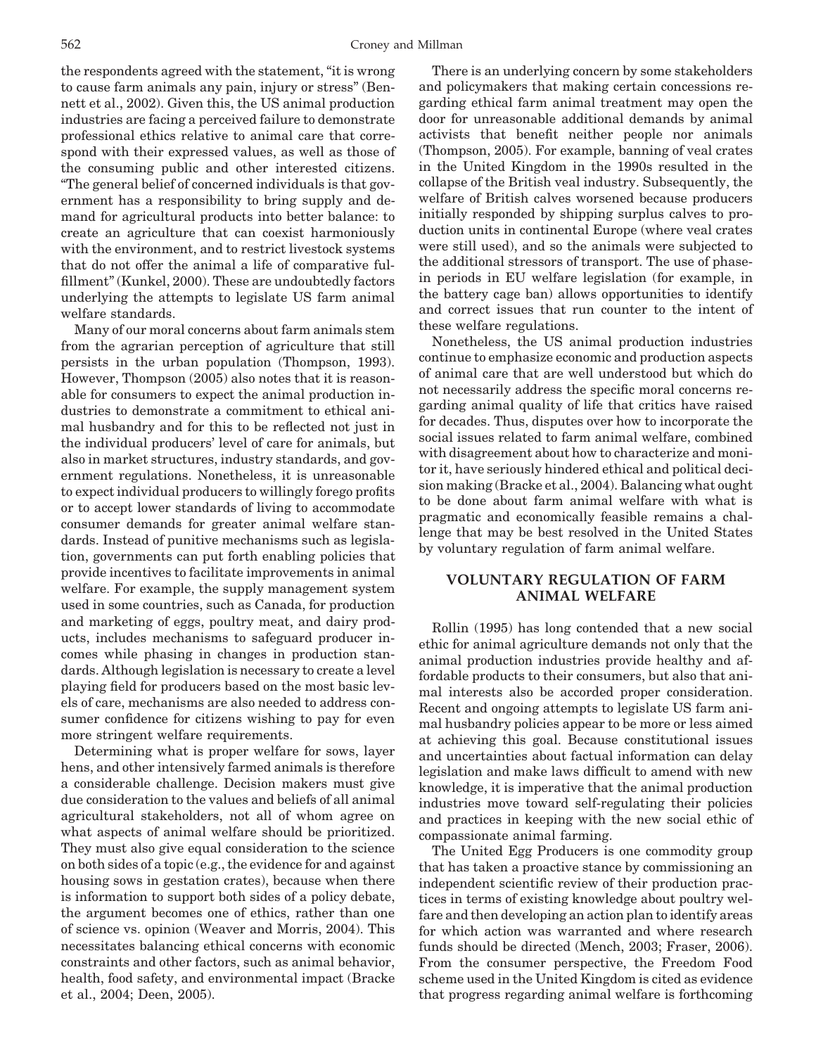the respondents agreed with the statement, "it is wrong to cause farm animals any pain, injury or stress" (Bennett et al., 2002). Given this, the US animal production industries are facing a perceived failure to demonstrate professional ethics relative to animal care that correspond with their expressed values, as well as those of the consuming public and other interested citizens. "The general belief of concerned individuals is that government has a responsibility to bring supply and demand for agricultural products into better balance: to create an agriculture that can coexist harmoniously with the environment, and to restrict livestock systems that do not offer the animal a life of comparative fulfillment" (Kunkel, 2000). These are undoubtedly factors underlying the attempts to legislate US farm animal welfare standards.

Many of our moral concerns about farm animals stem from the agrarian perception of agriculture that still persists in the urban population (Thompson, 1993). However, Thompson (2005) also notes that it is reasonable for consumers to expect the animal production industries to demonstrate a commitment to ethical animal husbandry and for this to be reflected not just in the individual producers' level of care for animals, but also in market structures, industry standards, and government regulations. Nonetheless, it is unreasonable to expect individual producers to willingly forego profits or to accept lower standards of living to accommodate consumer demands for greater animal welfare standards. Instead of punitive mechanisms such as legislation, governments can put forth enabling policies that provide incentives to facilitate improvements in animal welfare. For example, the supply management system used in some countries, such as Canada, for production and marketing of eggs, poultry meat, and dairy products, includes mechanisms to safeguard producer incomes while phasing in changes in production standards. Although legislation is necessary to create a level playing field for producers based on the most basic levels of care, mechanisms are also needed to address consumer confidence for citizens wishing to pay for even more stringent welfare requirements.

Determining what is proper welfare for sows, layer hens, and other intensively farmed animals is therefore a considerable challenge. Decision makers must give due consideration to the values and beliefs of all animal agricultural stakeholders, not all of whom agree on what aspects of animal welfare should be prioritized. They must also give equal consideration to the science on both sides of a topic (e.g., the evidence for and against housing sows in gestation crates), because when there is information to support both sides of a policy debate, the argument becomes one of ethics, rather than one of science vs. opinion (Weaver and Morris, 2004). This necessitates balancing ethical concerns with economic constraints and other factors, such as animal behavior, health, food safety, and environmental impact (Bracke et al., 2004; Deen, 2005).

There is an underlying concern by some stakeholders and policymakers that making certain concessions regarding ethical farm animal treatment may open the door for unreasonable additional demands by animal activists that benefit neither people nor animals (Thompson, 2005). For example, banning of veal crates in the United Kingdom in the 1990s resulted in the collapse of the British veal industry. Subsequently, the welfare of British calves worsened because producers initially responded by shipping surplus calves to production units in continental Europe (where veal crates were still used), and so the animals were subjected to the additional stressors of transport. The use of phase-in periods in EU welfare legislation (for example, in the battery cage ban) allows opportunities to identify and correct issues that run counter to the intent of these welfare regulations.

Nonetheless, the US animal production industries continue to emphasize economic and production aspects of animal care that are well understood but which do not necessarily address the specific moral concerns regarding animal quality of life that critics have raised for decades. Thus, disputes over how to incorporate the social issues related to farm animal welfare, combined with disagreement about how to characterize and monitor it, have seriously hindered ethical and political decision making (Bracke et al., 2004). Balancing what ought to be done about farm animal welfare with what is pragmatic and economically feasible remains a challenge that may be best resolved in the United States by voluntary regulation of farm animal welfare.

## VOLUNTARY REGULATION OF FARM ANIMAL WELFARE

Rollin (1995) has long contended that a new social ethic for animal agriculture demands not only that the animal production industries provide healthy and affordable products to their consumers, but also that animal interests also be accorded proper consideration. Recent and ongoing attempts to legislate US farm animal husbandry policies appear to be more or less aimed at achieving this goal. Because constitutional issues and uncertainties about factual information can delay legislation and make laws difficult to amend with new knowledge, it is imperative that the animal production industries move toward self-regulating their policies and practices in keeping with the new social ethic of compassionate animal farming.

The United Egg Producers is one commodity group that has taken a proactive stance by commissioning an independent scientific review of their production practices in terms of existing knowledge about poultry welfare and then developing an action plan to identify areas for which action was warranted and where research funds should be directed (Mench, 2003; Fraser, 2006). From the consumer perspective, the Freedom Food scheme used in the United Kingdom is cited as evidence that progress regarding animal welfare is forthcoming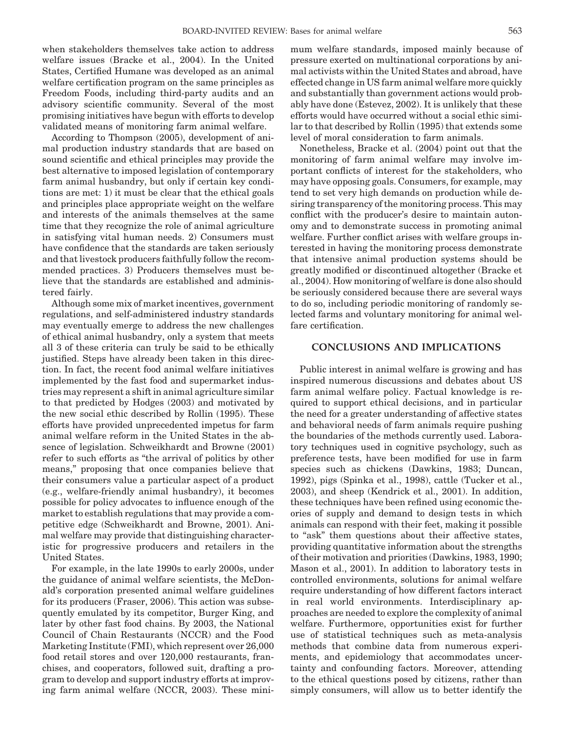when stakeholders themselves take action to address welfare issues (Bracke et al., 2004). In the United States, Certified Humane was developed as an animal welfare certification program on the same principles as Freedom Foods, including third-party audits and an advisory scientific community. Several of the most promising initiatives have begun with efforts to develop validated means of monitoring farm animal welfare.

According to Thompson (2005), development of animal production industry standards that are based on sound scientific and ethical principles may provide the best alternative to imposed legislation of contemporary farm animal husbandry, but only if certain key conditions are met: 1) it must be clear that the ethical goals and principles place appropriate weight on the welfare and interests of the animals themselves at the same time that they recognize the role of animal agriculture in satisfying vital human needs. 2) Consumers must have confidence that the standards are taken seriously and that livestock producers faithfully follow the recommended practices. 3) Producers themselves must believe that the standards are established and administered fairly.

Although some mix of market incentives, government regulations, and self-administered industry standards may eventually emerge to address the new challenges of ethical animal husbandry, only a system that meets all 3 of these criteria can truly be said to be ethically justified. Steps have already been taken in this direction. In fact, the recent food animal welfare initiatives implemented by the fast food and supermarket industries may represent a shift in animal agriculture similar to that predicted by Hodges (2003) and motivated by the new social ethic described by Rollin (1995). These efforts have provided unprecedented impetus for farm animal welfare reform in the United States in the absence of legislation. Schweikhardt and Browne (2001) refer to such efforts as "the arrival of politics by other means," proposing that once companies believe that their consumers value a particular aspect of a product (e.g., welfare-friendly animal husbandry), it becomes possible for policy advocates to influence enough of the market to establish regulations that may provide a competitive edge (Schweikhardt and Browne, 2001). Animal welfare may provide that distinguishing characteristic for progressive producers and retailers in the United States.

For example, in the late 1990s to early 2000s, under the guidance of animal welfare scientists, the McDonald's corporation presented animal welfare guidelines for its producers (Fraser, 2006). This action was subsequently emulated by its competitor, Burger King, and later by other fast food chains. By 2003, the National Council of Chain Restaurants (NCCR) and the Food Marketing Institute (FMI), which represent over 26,000 food retail stores and over 120,000 restaurants, franchises, and cooperators, followed suit, drafting a program to develop and support industry efforts at improving farm animal welfare (NCCR, 2003). These minimum welfare standards, imposed mainly because of pressure exerted on multinational corporations by animal activists within the United States and abroad, have effected change in US farm animal welfare more quickly and substantially than government actions would probably have done (Estevez, 2002). It is unlikely that these efforts would have occurred without a social ethic similar to that described by Rollin (1995) that extends some level of moral consideration to farm animals.

Nonetheless, Bracke et al. (2004) point out that the monitoring of farm animal welfare may involve important conflicts of interest for the stakeholders, who may have opposing goals. Consumers, for example, may tend to set very high demands on production while desiring transparency of the monitoring process. This may conflict with the producer's desire to maintain autonomy and to demonstrate success in promoting animal welfare. Further conflict arises with welfare groups interested in having the monitoring process demonstrate that intensive animal production systems should be greatly modified or discontinued altogether (Bracke et al., 2004). How monitoring of welfare is done also should be seriously considered because there are several ways to do so, including periodic monitoring of randomly selected farms and voluntary monitoring for animal welfare certification.

## CONCLUSIONS AND IMPLICATIONS

Public interest in animal welfare is growing and has inspired numerous discussions and debates about US farm animal welfare policy. Factual knowledge is required to support ethical decisions, and in particular the need for a greater understanding of affective states and behavioral needs of farm animals require pushing the boundaries of the methods currently used. Laboratory techniques used in cognitive psychology, such as preference tests, have been modified for use in farm species such as chickens (Dawkins, 1983; Duncan, 1992), pigs (Spinka et al., 1998), cattle (Tucker et al., 2003), and sheep (Kendrick et al., 2001). In addition, these techniques have been refined using economic theories of supply and demand to design tests in which animals can respond with their feet, making it possible to "ask" them questions about their affective states, providing quantitative information about the strengths of their motivation and priorities (Dawkins, 1983, 1990; Mason et al., 2001). In addition to laboratory tests in controlled environments, solutions for animal welfare require understanding of how different factors interact in real world environments. Interdisciplinary approaches are needed to explore the complexity of animal welfare. Furthermore, opportunities exist for further use of statistical techniques such as meta-analysis methods that combine data from numerous experiments, and epidemiology that accommodates uncertainty and confounding factors. Moreover, attending to the ethical questions posed by citizens, rather than simply consumers, will allow us to better identify the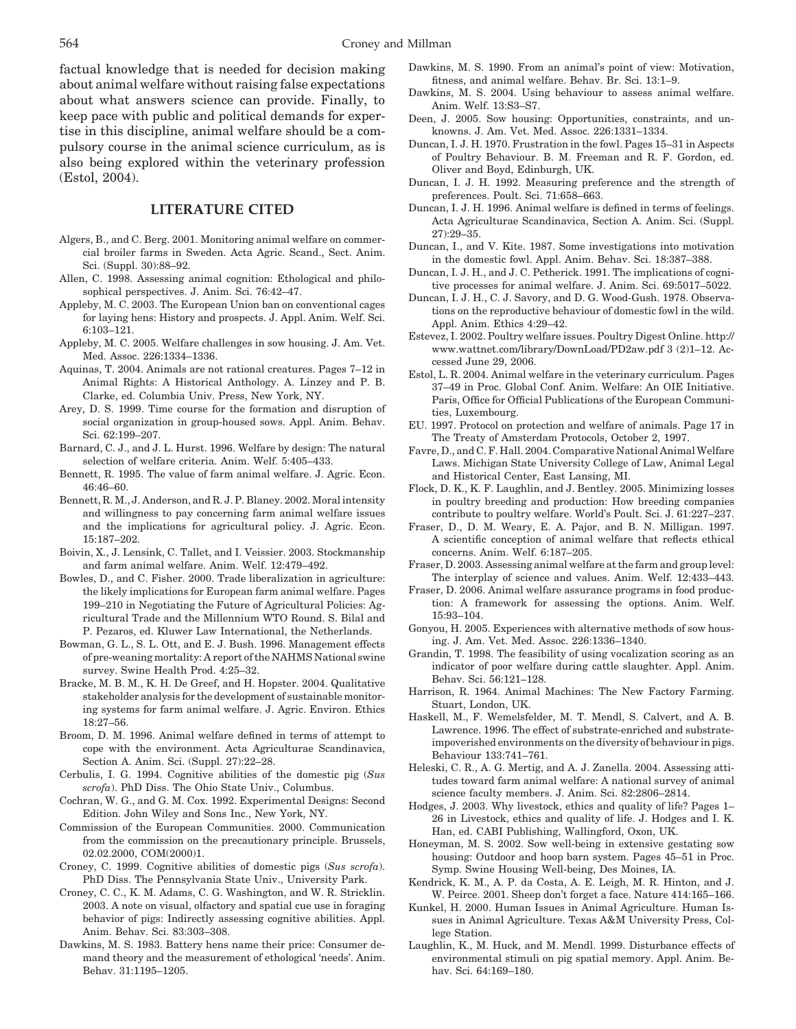factual knowledge that is needed for decision making about animal welfare without raising false expectations about what answers science can provide. Finally, to keep pace with public and political demands for expertise in this discipline, animal welfare should be a compulsory course in the animal science curriculum, as is also being explored within the veterinary profession (Estol, 2004).

## LITERATURE CITED

Algers, B., and C. Berg. 2001. Monitoring animal welfare on commercial broiler farms in Sweden. Acta Agric. Scand., Sect. Anim. Sci. (Suppl. 30):88–92.

Allen, C. 1998. Assessing animal cognition: Ethological and philosophical perspectives. J. Anim. Sci. 76:42–47.

Appleby, M. C. 2003. The European Union ban on conventional cages for laying hens: History and prospects. J. Appl. Anim. Welf. Sci. 6:103–121.

Appleby, M. C. 2005. Welfare challenges in sow housing. J. Am. Vet. Med. Assoc. 226:1334–1336.

Aquinas, T. 2004. Animals are not rational creatures. Pages 7–12 in Animal Rights: A Historical Anthology. A. Linzey and P. B. Clarke, ed. Columbia Univ. Press, New York, NY.

Arey, D. S. 1999. Time course for the formation and disruption of social organization in group-housed sows. Appl. Anim. Behav. Sci. 62:199–207.

Barnard, C. J., and J. L. Hurst. 1996. Welfare by design: The natural selection of welfare criteria. Anim. Welf. 5:405–433.

Bennett, R. 1995. The value of farm animal welfare. J. Agric. Econ. 46:46–60.

Bennett, R. M., J. Anderson, and R. J. P. Blaney. 2002. Moral intensity and willingness to pay concerning farm animal welfare issues and the implications for agricultural policy. J. Agric. Econ. 15:187–202.

Boivin, X., J. Lensink, C. Tallet, and I. Veissier. 2003. Stockmanship and farm animal welfare. Anim. Welf. 12:479–492.

Bowles, D., and C. Fisher. 2000. Trade liberalization in agriculture: the likely implications for European farm animal welfare. Pages 199–210 in Negotiating the Future of Agricultural Policies: Agricultural Trade and the Millennium WTO Round. S. Bilal and P. Pezaros, ed. Kluwer Law International, the Netherlands.

Bowman, G. L., S. L. Ott, and E. J. Bush. 1996. Management effects of pre-weaning mortality: A report of the NAHMS National swine survey. Swine Health Prod. 4:25–32.

Bracke, M. B. M., K. H. De Greef, and H. Hopster. 2004. Qualitative stakeholder analysis for the development of sustainable monitoring systems for farm animal welfare. J. Agric. Environ. Ethics 18:27–56.

Broom, D. M. 1996. Animal welfare defined in terms of attempt to cope with the environment. Acta Agriculturae Scandinavica, Section A. Anim. Sci. (Suppl. 27):22–28.

Cerbulis, I. G. 1994. Cognitive abilities of the domestic pig (*Sus scrofa*). PhD Diss. The Ohio State Univ., Columbus.

Cochran, W. G., and G. M. Cox. 1992. Experimental Designs: Second Edition. John Wiley and Sons Inc., New York, NY.

Commission of the European Communities. 2000. Communication from the commission on the precautionary principle. Brussels, 02.02.2000, COM(2000)1.

Croney, C. 1999. Cognitive abilities of domestic pigs (*Sus scrofa*). PhD Diss. The Pennsylvania State Univ., University Park.

Croney, C. C., K. M. Adams, C. G. Washington, and W. R. Stricklin. 2003. A note on visual, olfactory and spatial cue use in foraging behavior of pigs: Indirectly assessing cognitive abilities. Appl. Anim. Behav. Sci. 83:303–308.

Dawkins, M. S. 1983. Battery hens name their price: Consumer demand theory and the measurement of ethological 'needs'. Anim. Behav. 31:1195–1205.

Dawkins, M. S. 1990. From an animal's point of view: Motivation, fitness, and animal welfare. Behav. Br. Sci. 13:1–9.

Dawkins, M. S. 2004. Using behaviour to assess animal welfare. Anim. Welf. 13:S3–S7.

Deen, J. 2005. Sow housing: Opportunities, constraints, and unknowns. J. Am. Vet. Med. Assoc. 226:1331–1334.

Duncan, I. J. H. 1970. Frustration in the fowl. Pages 15–31 in Aspects of Poultry Behaviour. B. M. Freeman and R. F. Gordon, ed. Oliver and Boyd, Edinburgh, UK.

Duncan, I. J. H. 1992. Measuring preference and the strength of preferences. Poult. Sci. 71:658–663.

Duncan, I. J. H. 1996. Animal welfare is defined in terms of feelings. Acta Agriculturae Scandinavica, Section A. Anim. Sci. (Suppl. 27):29–35.

Duncan, I., and V. Kite. 1987. Some investigations into motivation in the domestic fowl. Appl. Anim. Behav. Sci. 18:387–388.

Duncan, I. J. H., and J. C. Petherick. 1991. The implications of cognitive processes for animal welfare. J. Anim. Sci. 69:5017–5022.

Duncan, I. J. H., C. J. Savory, and D. G. Wood-Gush. 1978. Observations on the reproductive behaviour of domestic fowl in the wild. Appl. Anim. Ethics 4:29–42.

Estevez, I. 2002. Poultry welfare issues. Poultry Digest Online. http://www.wattnet.com/library/DownLoad/PD2aw.pdf 3 (2)1–12. Accessed June 29, 2006.

Estol, L. R. 2004. Animal welfare in the veterinary curriculum. Pages 37–49 in Proc. Global Conf. Anim. Welfare: An OIE Initiative. Paris, Office for Official Publications of the European Communities, Luxembourg.

EU. 1997. Protocol on protection and welfare of animals. Page 17 in The Treaty of Amsterdam Protocols, October 2, 1997.

Favre, D., and C. F. Hall. 2004. Comparative National Animal Welfare Laws. Michigan State University College of Law, Animal Legal and Historical Center, East Lansing, MI.

Flock, D. K., K. F. Laughlin, and J. Bentley. 2005. Minimizing losses in poultry breeding and production: How breeding companies contribute to poultry welfare. World's Poult. Sci. J. 61:227–237.

Fraser, D., D. M. Weary, E. A. Pajor, and B. N. Milligan. 1997. A scientific conception of animal welfare that reflects ethical concerns. Anim. Welf. 6:187–205.

Fraser, D. 2003. Assessing animal welfare at the farm and group level: The interplay of science and values. Anim. Welf. 12:433–443.

Fraser, D. 2006. Animal welfare assurance programs in food production: A framework for assessing the options. Anim. Welf. 15:93–104.

Gonyou, H. 2005. Experiences with alternative methods of sow housing. J. Am. Vet. Med. Assoc. 226:1336–1340.

Grandin, T. 1998. The feasibility of using vocalization scoring as an indicator of poor welfare during cattle slaughter. Appl. Anim. Behav. Sci. 56:121–128.

Harrison, R. 1964. Animal Machines: The New Factory Farming. Stuart, London, UK.

Haskell, M., F. Wemelsfelder, M. T. Mendl, S. Calvert, and A. B. Lawrence. 1996. The effect of substrate-enriched and substrate-impoverished environments on the diversity of behaviour in pigs. Behaviour 133:741–761.

Heleski, C. R., A. G. Mertig, and A. J. Zanella. 2004. Assessing attitudes toward farm animal welfare: A national survey of animal science faculty members. J. Anim. Sci. 82:2806–2814.

Hodges, J. 2003. Why livestock, ethics and quality of life? Pages 1–26 in Livestock, ethics and quality of life. J. Hodges and I. K. Han, ed. CABI Publishing, Wallingford, Oxon, UK.

Honeyman, M. S. 2002. Sow well-being in extensive gestating sow housing: Outdoor and hoop barn system. Pages 45–51 in Proc. Symp. Swine Housing Well-being, Des Moines, IA.

Kendrick, K. M., A. P. da Costa, A. E. Leigh, M. R. Hinton, and J. W. Peirce. 2001. Sheep don't forget a face. Nature 414:165–166.

Kunkel, H. 2000. Human Issues in Animal Agriculture. Human Issues in Animal Agriculture. Texas A&M University Press, College Station.

Laughlin, K., M. Huck, and M. Mendl. 1999. Disturbance effects of environmental stimuli on pig spatial memory. Appl. Anim. Behav. Sci. 64:169–180.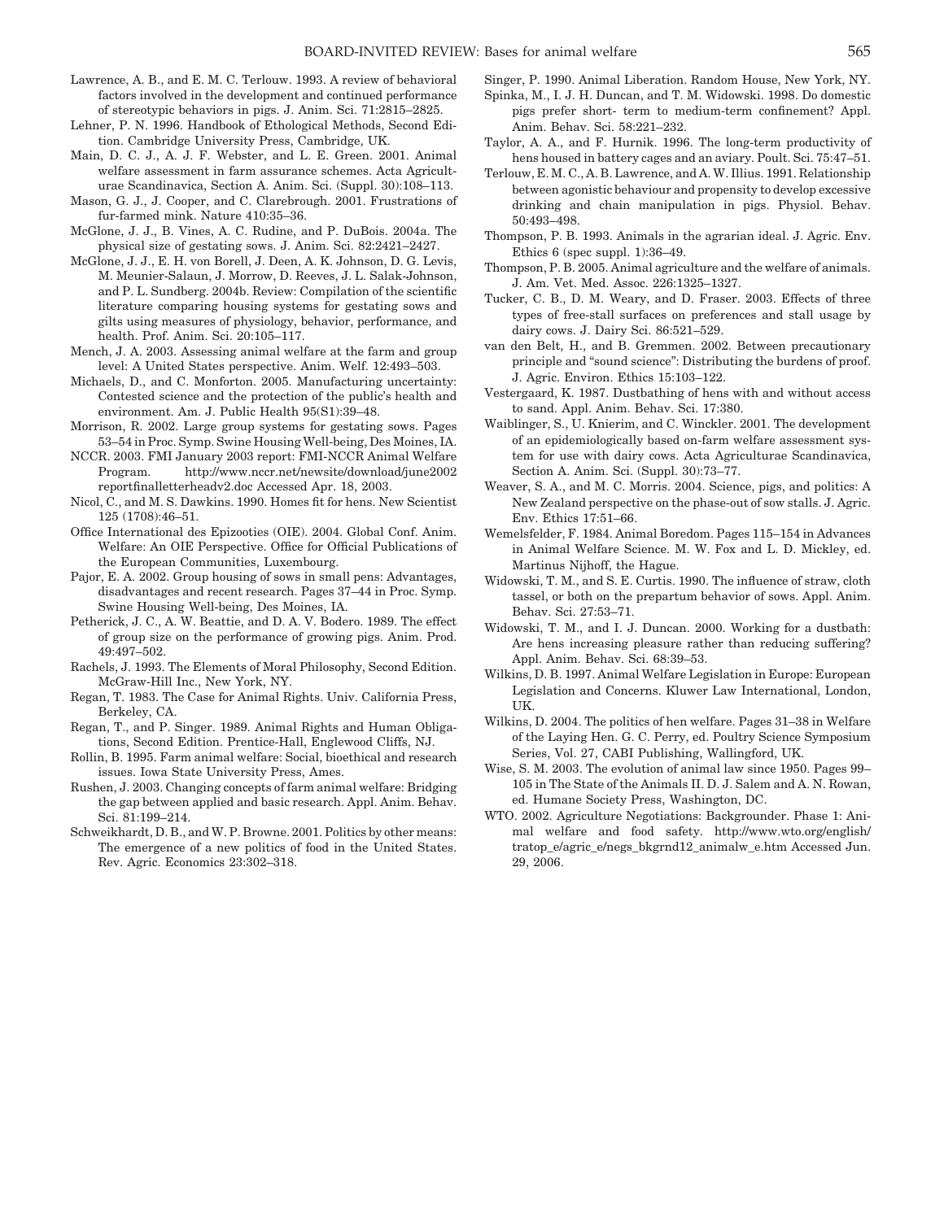Lawrence, A. B., and E. M. C. Terlouw. 1993. A review of behavioral factors involved in the development and continued performance of stereotypic behaviors in pigs. J. Anim. Sci. 71:2815–2825.

Lehner, P. N. 1996. Handbook of Ethological Methods, Second Edition. Cambridge University Press, Cambridge, UK.

Main, D. C. J., A. J. F. Webster, and L. E. Green. 2001. Animal welfare assessment in farm assurance schemes. Acta Agriculturae Scandinavica, Section A. Anim. Sci. (Suppl. 30):108–113.

Mason, G. J., J. Cooper, and C. Clarebrough. 2001. Frustrations of fur-farmed mink. Nature 410:35–36.

McGlone, J. J., B. Vines, A. C. Rudine, and P. DuBois. 2004a. The physical size of gestating sows. J. Anim. Sci. 82:2421–2427.

McGlone, J. J., E. H. von Borell, J. Deen, A. K. Johnson, D. G. Levis, M. Meunier-Salaun, J. Morrow, D. Reeves, J. L. Salak-Johnson, and P. L. Sundberg. 2004b. Review: Compilation of the scientific literature comparing housing systems for gestating sows and gilts using measures of physiology, behavior, performance, and health. Prof. Anim. Sci. 20:105–117.

Mench, J. A. 2003. Assessing animal welfare at the farm and group level: A United States perspective. Anim. Welf. 12:493–503.

Michaels, D., and C. Monforton. 2005. Manufacturing uncertainty: Contested science and the protection of the public's health and environment. Am. J. Public Health 95(S1):39–48.

Morrison, R. 2002. Large group systems for gestating sows. Pages 53–54 in Proc. Symp. Swine Housing Well-being, Des Moines, IA.

NCCR. 2003. FMI January 2003 report: FMI-NCCR Animal Welfare Program. http://www.nccr.net/newsite/download/june2002reportfinalletterheadv2.doc Accessed Apr. 18, 2003.

Nicol, C., and M. S. Dawkins. 1990. Homes fit for hens. New Scientist 125 (1708):46–51.

Office International des Epizooties (OIE). 2004. Global Conf. Anim. Welfare: An OIE Perspective. Office for Official Publications of the European Communities, Luxembourg.

Pajor, E. A. 2002. Group housing of sows in small pens: Advantages, disadvantages and recent research. Pages 37–44 in Proc. Symp. Swine Housing Well-being, Des Moines, IA.

Petherick, J. C., A. W. Beattie, and D. A. V. Bodero. 1989. The effect of group size on the performance of growing pigs. Anim. Prod. 49:497–502.

Rachels, J. 1993. The Elements of Moral Philosophy, Second Edition. McGraw-Hill Inc., New York, NY.

Regan, T. 1983. The Case for Animal Rights. Univ. California Press, Berkeley, CA.

Regan, T., and P. Singer. 1989. Animal Rights and Human Obligations, Second Edition. Prentice-Hall, Englewood Cliffs, NJ.

Rollin, B. 1995. Farm animal welfare: Social, bioethical and research issues. Iowa State University Press, Ames.

Rushen, J. 2003. Changing concepts of farm animal welfare: Bridging the gap between applied and basic research. Appl. Anim. Behav. Sci. 81:199–214.

Schweikhardt, D. B., and W. P. Browne. 2001. Politics by other means: The emergence of a new politics of food in the United States. Rev. Agric. Economics 23:302–318.

Singer, P. 1990. Animal Liberation. Random House, New York, NY.

Spinka, M., I. J. H. Duncan, and T. M. Widowski. 1998. Do domestic pigs prefer short- term to medium-term confinement? Appl. Anim. Behav. Sci. 58:221–232.

Taylor, A. A., and F. Hurnik. 1996. The long-term productivity of hens housed in battery cages and an aviary. Poult. Sci. 75:47–51.

Terlouw, E. M. C., A. B. Lawrence, and A. W. Illius. 1991. Relationship between agonistic behaviour and propensity to develop excessive drinking and chain manipulation in pigs. Physiol. Behav. 50:493–498.

Thompson, P. B. 1993. Animals in the agrarian ideal. J. Agric. Env. Ethics 6 (spec suppl. 1):36–49.

Thompson, P. B. 2005. Animal agriculture and the welfare of animals. J. Am. Vet. Med. Assoc. 226:1325–1327.

Tucker, C. B., D. M. Weary, and D. Fraser. 2003. Effects of three types of free-stall surfaces on preferences and stall usage by dairy cows. J. Dairy Sci. 86:521–529.

van den Belt, H., and B. Gremmen. 2002. Between precautionary principle and "sound science": Distributing the burdens of proof. J. Agric. Environ. Ethics 15:103–122.

Vestergaard, K. 1987. Dustbathing of hens with and without access to sand. Appl. Anim. Behav. Sci. 17:380.

Waiblinger, S., U. Knierim, and C. Winckler. 2001. The development of an epidemiologically based on-farm welfare assessment system for use with dairy cows. Acta Agriculturae Scandinavica, Section A. Anim. Sci. (Suppl. 30):73–77.

Weaver, S. A., and M. C. Morris. 2004. Science, pigs, and politics: A New Zealand perspective on the phase-out of sow stalls. J. Agric. Env. Ethics 17:51–66.

Wemelsfelder, F. 1984. Animal Boredom. Pages 115–154 in Advances in Animal Welfare Science. M. W. Fox and L. D. Mickley, ed. Martinus Nijhoff, the Hague.

Widowski, T. M., and S. E. Curtis. 1990. The influence of straw, cloth tassel, or both on the prepartum behavior of sows. Appl. Anim. Behav. Sci. 27:53–71.

Widowski, T. M., and I. J. Duncan. 2000. Working for a dustbath: Are hens increasing pleasure rather than reducing suffering? Appl. Anim. Behav. Sci. 68:39–53.

Wilkins, D. B. 1997. Animal Welfare Legislation in Europe: European Legislation and Concerns. Kluwer Law International, London, UK.

Wilkins, D. 2004. The politics of hen welfare. Pages 31–38 in Welfare of the Laying Hen. G. C. Perry, ed. Poultry Science Symposium Series, Vol. 27, CABI Publishing, Wallingford, UK.

Wise, S. M. 2003. The evolution of animal law since 1950. Pages 99–105 in The State of the Animals II. D. J. Salem and A. N. Rowan, ed. Humane Society Press, Washington, DC.

WTO. 2002. Agriculture Negotiations: Backgrounder. Phase 1: Animal welfare and food safety. http://www.wto.org/english/tratop_e/agric_e/negs_bkgrnd12_animalw_e.htm Accessed Jun. 29, 2006.